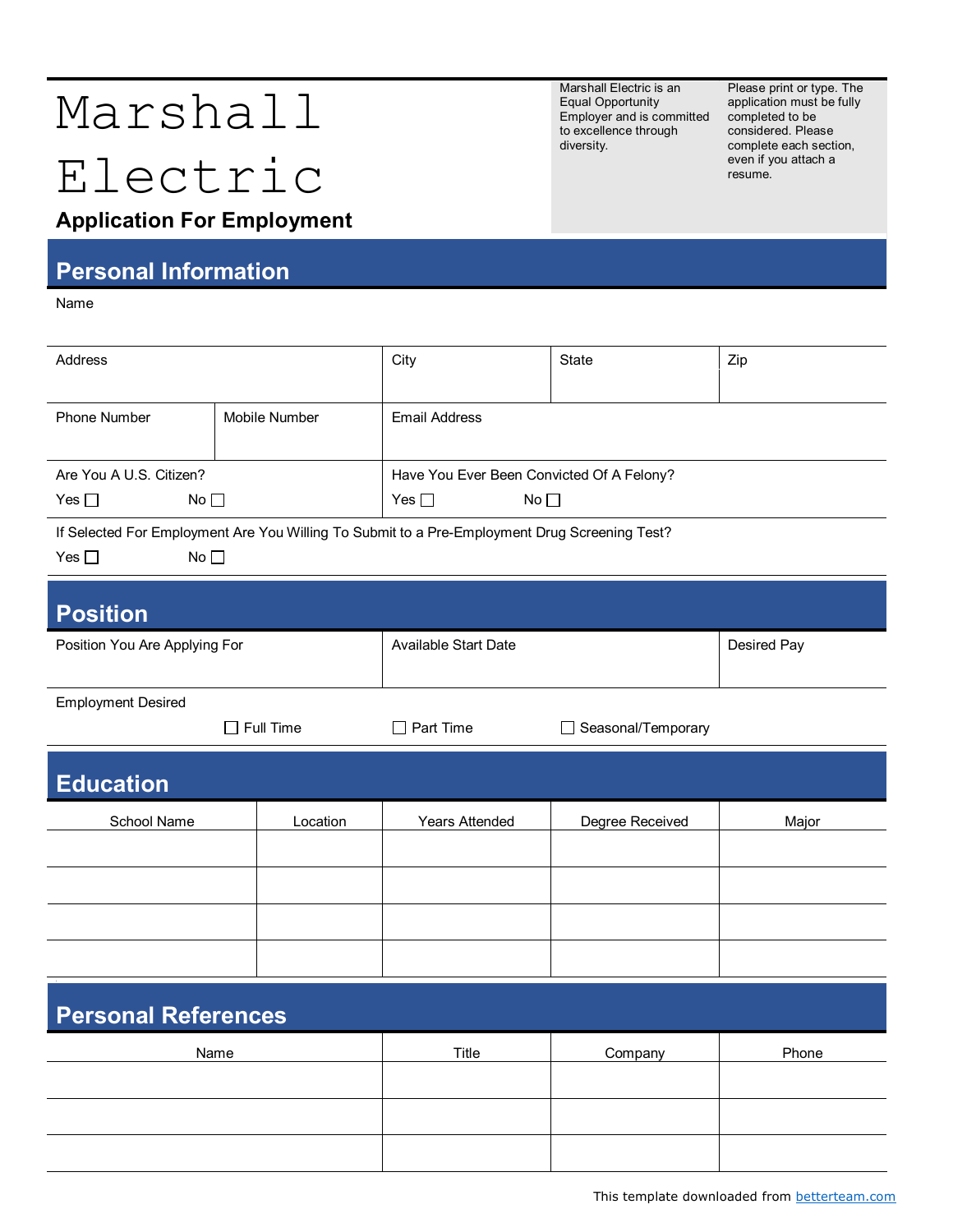# Marshall Electric

**Application For Employment**

Marshall Electric is an Equal Opportunity Employer and is committed to excellence through diversity.

Please print or type. The application must be fully completed to be considered. Please complete each section, even if you attach a resume.

## Personal Information

Name

| Address | City | State | Zip |
|---|---|---|---|
| | | | |

| Phone Number | Mobile Number | Email Address |
|---|---|---|
| | | |

Are You A U.S. Citizen?
Yes ☐ No ☐

Have You Ever Been Convicted Of A Felony?
Yes ☐ No ☐

If Selected For Employment Are You Willing To Submit to a Pre-Employment Drug Screening Test?
Yes ☐ No ☐

## Position

| Position You Are Applying For | Available Start Date | Desired Pay |
|---|---|---|
| | | |

Employment Desired

☐ Full Time ☐ Part Time ☐ Seasonal/Temporary

## Education

| School Name | Location | Years Attended | Degree Received | Major |
|---|---|---|---|---|
| | | | | |
| | | | | |
| | | | | |
| | | | | |

## Personal References

| Name | Title | Company | Phone |
|---|---|---|---|
| | | | |
| | | | |
| | | | |

This template downloaded from betterteam.com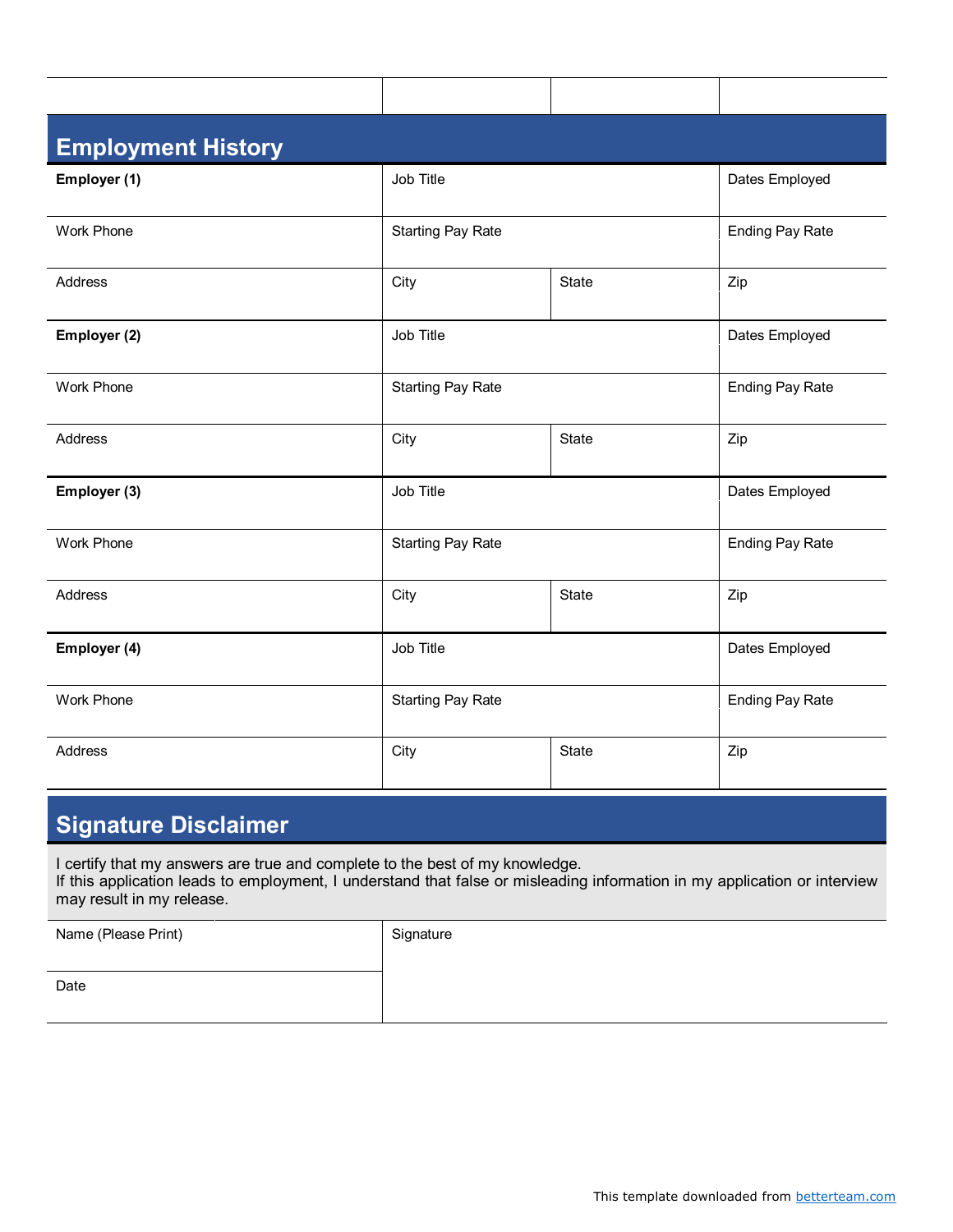| | | | |
|---|---|---|---|
| | | | |

## Employment History

| | | | |
|---|---|---|---|
| **Employer (1)** | Job Title | | Dates Employed |
| Work Phone | Starting Pay Rate | | Ending Pay Rate |
| Address | City | State | Zip |
| **Employer (2)** | Job Title | | Dates Employed |
| Work Phone | Starting Pay Rate | | Ending Pay Rate |
| Address | City | State | Zip |
| **Employer (3)** | Job Title | | Dates Employed |
| Work Phone | Starting Pay Rate | | Ending Pay Rate |
| Address | City | State | Zip |
| **Employer (4)** | Job Title | | Dates Employed |
| Work Phone | Starting Pay Rate | | Ending Pay Rate |
| Address | City | State | Zip |

## Signature Disclaimer

I certify that my answers are true and complete to the best of my knowledge.
If this application leads to employment, I understand that false or misleading information in my application or interview may result in my release.

| | |
|---|---|
| Name (Please Print) | Signature |
| Date | |

This template downloaded from betterteam.com